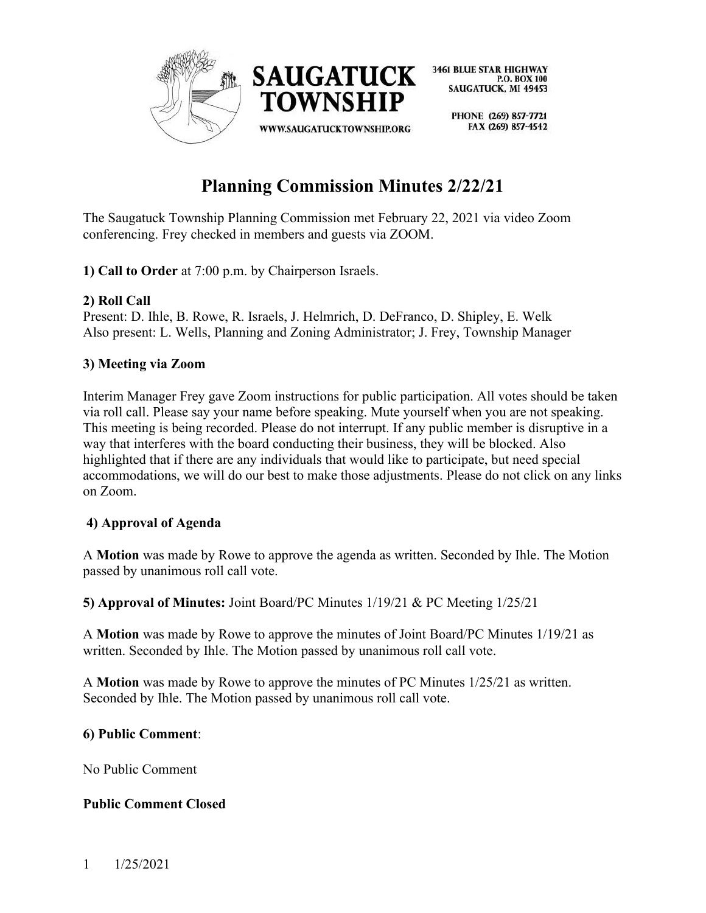SAUGATUCK TOWNSHIP

3461 BLUE STAR HIGHWAY
P.O. BOX 100
SAUGATUCK, MI 49453

PHONE (269) 857-7721
FAX (269) 857-4542

WWW.SAUGATUCKTOWNSHIP.ORG

# Planning Commission Minutes 2/22/21

The Saugatuck Township Planning Commission met February 22, 2021 via video Zoom conferencing. Frey checked in members and guests via ZOOM.

**1) Call to Order** at 7:00 p.m. by Chairperson Israels.

**2) Roll Call**

Present: D. Ihle, B. Rowe, R. Israels, J. Helmrich, D. DeFranco, D. Shipley, E. Welk
Also present: L. Wells, Planning and Zoning Administrator; J. Frey, Township Manager

**3) Meeting via Zoom**

Interim Manager Frey gave Zoom instructions for public participation. All votes should be taken via roll call. Please say your name before speaking. Mute yourself when you are not speaking. This meeting is being recorded. Please do not interrupt. If any public member is disruptive in a way that interferes with the board conducting their business, they will be blocked. Also highlighted that if there are any individuals that would like to participate, but need special accommodations, we will do our best to make those adjustments. Please do not click on any links on Zoom.

**4) Approval of Agenda**

A **Motion** was made by Rowe to approve the agenda as written. Seconded by Ihle. The Motion passed by unanimous roll call vote.

**5) Approval of Minutes:** Joint Board/PC Minutes 1/19/21 & PC Meeting 1/25/21

A **Motion** was made by Rowe to approve the minutes of Joint Board/PC Minutes 1/19/21 as written. Seconded by Ihle. The Motion passed by unanimous roll call vote.

A **Motion** was made by Rowe to approve the minutes of PC Minutes 1/25/21 as written. Seconded by Ihle. The Motion passed by unanimous roll call vote.

**6) Public Comment**:

No Public Comment

**Public Comment Closed**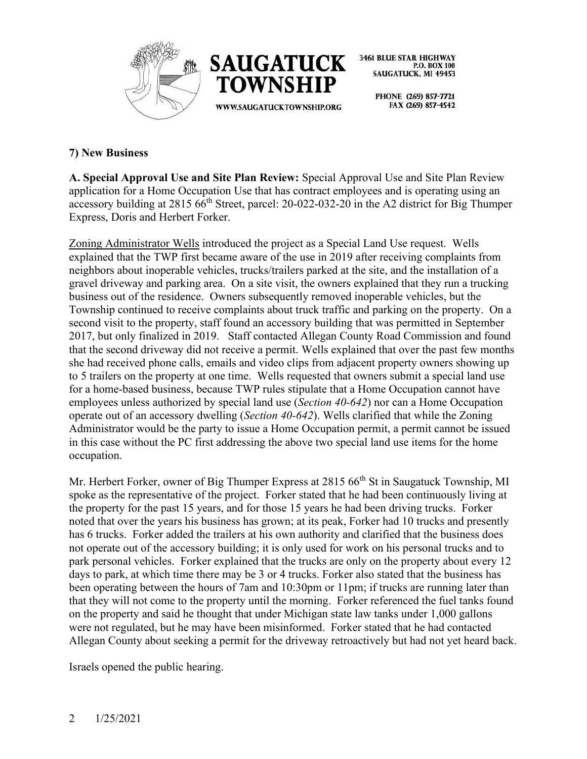**7) New Business**

**A. Special Approval Use and Site Plan Review:** Special Approval Use and Site Plan Review application for a Home Occupation Use that has contract employees and is operating using an accessory building at 2815 66th Street, parcel: 20-022-032-20 in the A2 district for Big Thumper Express, Doris and Herbert Forker.

Zoning Administrator Wells introduced the project as a Special Land Use request. Wells explained that the TWP first became aware of the use in 2019 after receiving complaints from neighbors about inoperable vehicles, trucks/trailers parked at the site, and the installation of a gravel driveway and parking area. On a site visit, the owners explained that they run a trucking business out of the residence. Owners subsequently removed inoperable vehicles, but the Township continued to receive complaints about truck traffic and parking on the property. On a second visit to the property, staff found an accessory building that was permitted in September 2017, but only finalized in 2019. Staff contacted Allegan County Road Commission and found that the second driveway did not receive a permit. Wells explained that over the past few months she had received phone calls, emails and video clips from adjacent property owners showing up to 5 trailers on the property at one time. Wells requested that owners submit a special land use for a home-based business, because TWP rules stipulate that a Home Occupation cannot have employees unless authorized by special land use (*Section 40-642*) nor can a Home Occupation operate out of an accessory dwelling (*Section 40-642*). Wells clarified that while the Zoning Administrator would be the party to issue a Home Occupation permit, a permit cannot be issued in this case without the PC first addressing the above two special land use items for the home occupation.

Mr. Herbert Forker, owner of Big Thumper Express at 2815 66th St in Saugatuck Township, MI spoke as the representative of the project. Forker stated that he had been continuously living at the property for the past 15 years, and for those 15 years he had been driving trucks. Forker noted that over the years his business has grown; at its peak, Forker had 10 trucks and presently has 6 trucks. Forker added the trailers at his own authority and clarified that the business does not operate out of the accessory building; it is only used for work on his personal trucks and to park personal vehicles. Forker explained that the trucks are only on the property about every 12 days to park, at which time there may be 3 or 4 trucks. Forker also stated that the business has been operating between the hours of 7am and 10:30pm or 11pm; if trucks are running later than that they will not come to the property until the morning. Forker referenced the fuel tanks found on the property and said he thought that under Michigan state law tanks under 1,000 gallons were not regulated, but he may have been misinformed. Forker stated that he had contacted Allegan County about seeking a permit for the driveway retroactively but had not yet heard back.

Israels opened the public hearing.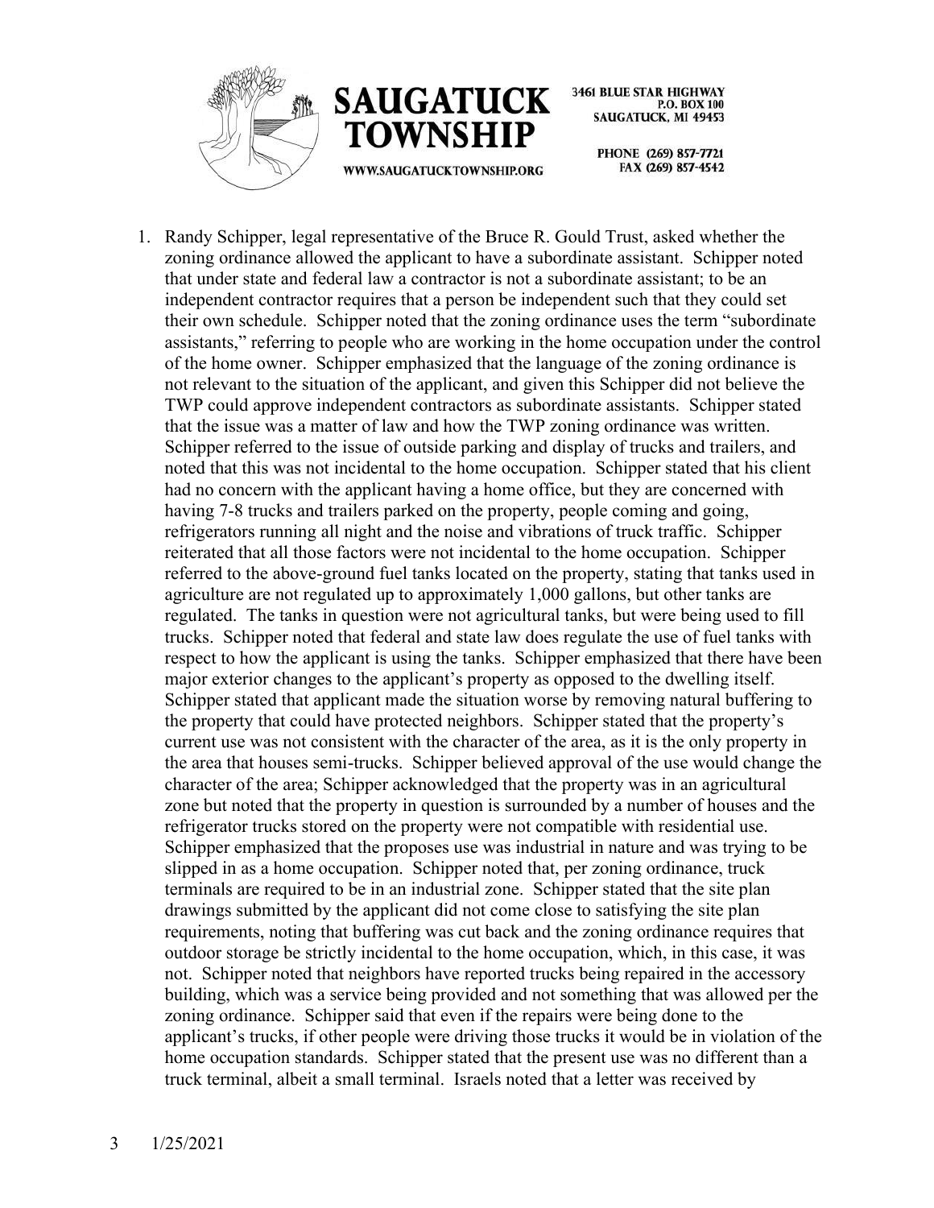1. Randy Schipper, legal representative of the Bruce R. Gould Trust, asked whether the zoning ordinance allowed the applicant to have a subordinate assistant. Schipper noted that under state and federal law a contractor is not a subordinate assistant; to be an independent contractor requires that a person be independent such that they could set their own schedule. Schipper noted that the zoning ordinance uses the term "subordinate assistants," referring to people who are working in the home occupation under the control of the home owner. Schipper emphasized that the language of the zoning ordinance is not relevant to the situation of the applicant, and given this Schipper did not believe the TWP could approve independent contractors as subordinate assistants. Schipper stated that the issue was a matter of law and how the TWP zoning ordinance was written. Schipper referred to the issue of outside parking and display of trucks and trailers, and noted that this was not incidental to the home occupation. Schipper stated that his client had no concern with the applicant having a home office, but they are concerned with having 7-8 trucks and trailers parked on the property, people coming and going, refrigerators running all night and the noise and vibrations of truck traffic. Schipper reiterated that all those factors were not incidental to the home occupation. Schipper referred to the above-ground fuel tanks located on the property, stating that tanks used in agriculture are not regulated up to approximately 1,000 gallons, but other tanks are regulated. The tanks in question were not agricultural tanks, but were being used to fill trucks. Schipper noted that federal and state law does regulate the use of fuel tanks with respect to how the applicant is using the tanks. Schipper emphasized that there have been major exterior changes to the applicant's property as opposed to the dwelling itself. Schipper stated that applicant made the situation worse by removing natural buffering to the property that could have protected neighbors. Schipper stated that the property's current use was not consistent with the character of the area, as it is the only property in the area that houses semi-trucks. Schipper believed approval of the use would change the character of the area; Schipper acknowledged that the property was in an agricultural zone but noted that the property in question is surrounded by a number of houses and the refrigerator trucks stored on the property were not compatible with residential use. Schipper emphasized that the proposes use was industrial in nature and was trying to be slipped in as a home occupation. Schipper noted that, per zoning ordinance, truck terminals are required to be in an industrial zone. Schipper stated that the site plan drawings submitted by the applicant did not come close to satisfying the site plan requirements, noting that buffering was cut back and the zoning ordinance requires that outdoor storage be strictly incidental to the home occupation, which, in this case, it was not. Schipper noted that neighbors have reported trucks being repaired in the accessory building, which was a service being provided and not something that was allowed per the zoning ordinance. Schipper said that even if the repairs were being done to the applicant's trucks, if other people were driving those trucks it would be in violation of the home occupation standards. Schipper stated that the present use was no different than a truck terminal, albeit a small terminal. Israels noted that a letter was received by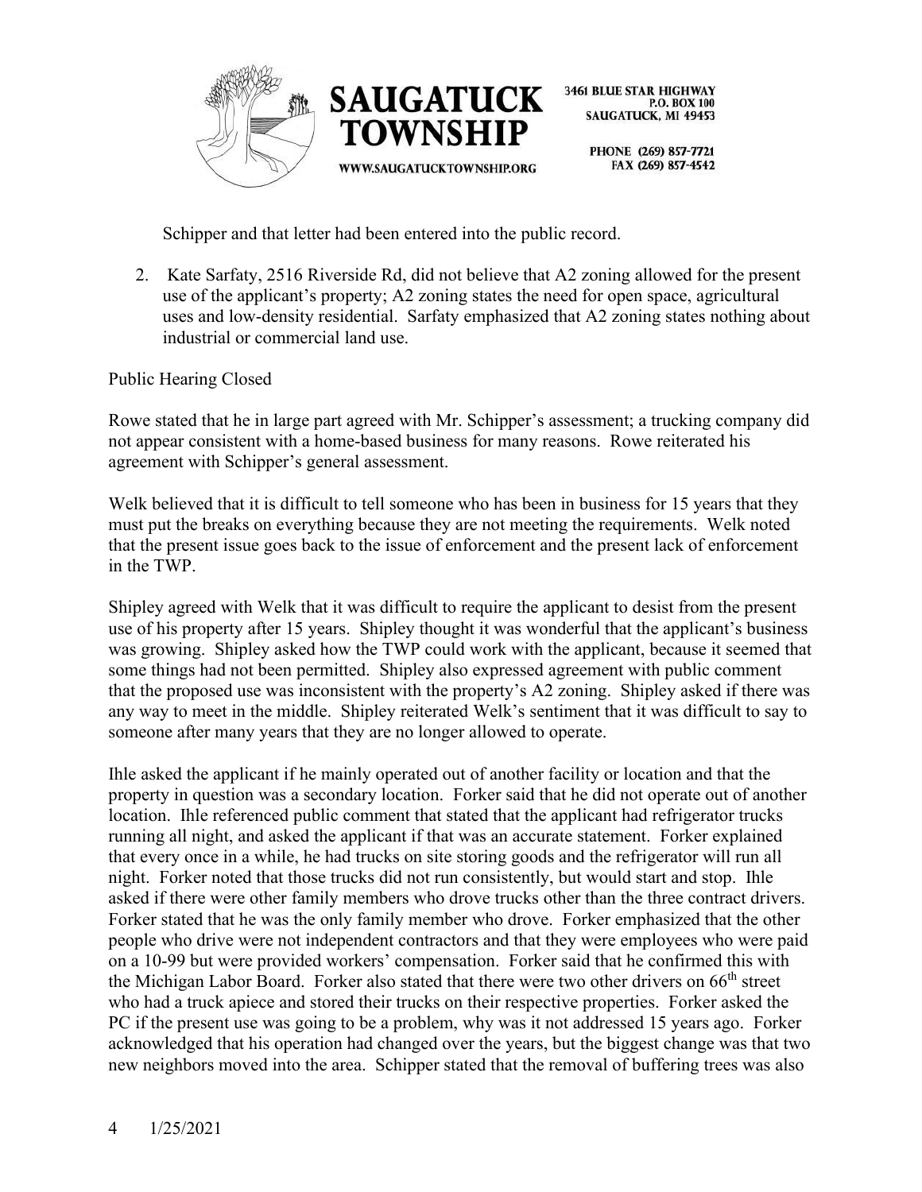Schipper and that letter had been entered into the public record.

2. Kate Sarfaty, 2516 Riverside Rd, did not believe that A2 zoning allowed for the present use of the applicant's property; A2 zoning states the need for open space, agricultural uses and low-density residential. Sarfaty emphasized that A2 zoning states nothing about industrial or commercial land use.

Public Hearing Closed

Rowe stated that he in large part agreed with Mr. Schipper's assessment; a trucking company did not appear consistent with a home-based business for many reasons. Rowe reiterated his agreement with Schipper's general assessment.

Welk believed that it is difficult to tell someone who has been in business for 15 years that they must put the breaks on everything because they are not meeting the requirements. Welk noted that the present issue goes back to the issue of enforcement and the present lack of enforcement in the TWP.

Shipley agreed with Welk that it was difficult to require the applicant to desist from the present use of his property after 15 years. Shipley thought it was wonderful that the applicant's business was growing. Shipley asked how the TWP could work with the applicant, because it seemed that some things had not been permitted. Shipley also expressed agreement with public comment that the proposed use was inconsistent with the property's A2 zoning. Shipley asked if there was any way to meet in the middle. Shipley reiterated Welk's sentiment that it was difficult to say to someone after many years that they are no longer allowed to operate.

Ihle asked the applicant if he mainly operated out of another facility or location and that the property in question was a secondary location. Forker said that he did not operate out of another location. Ihle referenced public comment that stated that the applicant had refrigerator trucks running all night, and asked the applicant if that was an accurate statement. Forker explained that every once in a while, he had trucks on site storing goods and the refrigerator will run all night. Forker noted that those trucks did not run consistently, but would start and stop. Ihle asked if there were other family members who drove trucks other than the three contract drivers. Forker stated that he was the only family member who drove. Forker emphasized that the other people who drive were not independent contractors and that they were employees who were paid on a 10-99 but were provided workers' compensation. Forker said that he confirmed this with the Michigan Labor Board. Forker also stated that there were two other drivers on 66th street who had a truck apiece and stored their trucks on their respective properties. Forker asked the PC if the present use was going to be a problem, why was it not addressed 15 years ago. Forker acknowledged that his operation had changed over the years, but the biggest change was that two new neighbors moved into the area. Schipper stated that the removal of buffering trees was also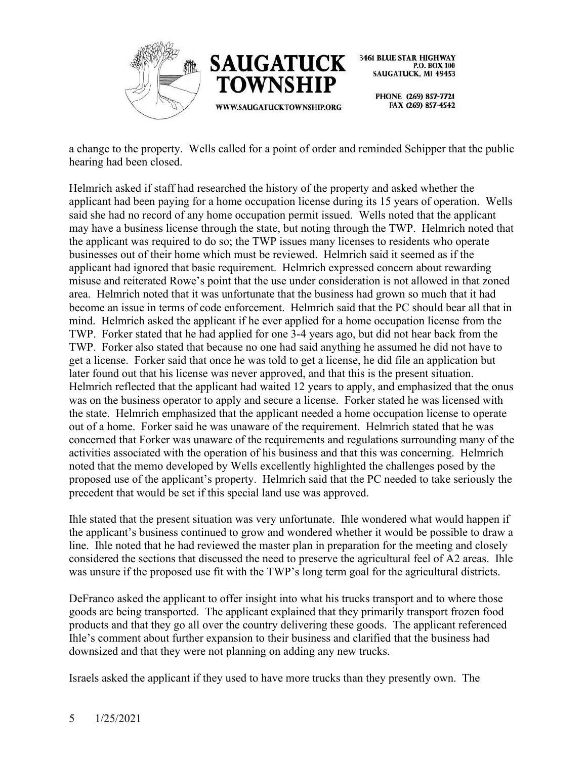a change to the property. Wells called for a point of order and reminded Schipper that the public hearing had been closed.

Helmrich asked if staff had researched the history of the property and asked whether the applicant had been paying for a home occupation license during its 15 years of operation. Wells said she had no record of any home occupation permit issued. Wells noted that the applicant may have a business license through the state, but noting through the TWP. Helmrich noted that the applicant was required to do so; the TWP issues many licenses to residents who operate businesses out of their home which must be reviewed. Helmrich said it seemed as if the applicant had ignored that basic requirement. Helmrich expressed concern about rewarding misuse and reiterated Rowe's point that the use under consideration is not allowed in that zoned area. Helmrich noted that it was unfortunate that the business had grown so much that it had become an issue in terms of code enforcement. Helmrich said that the PC should bear all that in mind. Helmrich asked the applicant if he ever applied for a home occupation license from the TWP. Forker stated that he had applied for one 3-4 years ago, but did not hear back from the TWP. Forker also stated that because no one had said anything he assumed he did not have to get a license. Forker said that once he was told to get a license, he did file an application but later found out that his license was never approved, and that this is the present situation. Helmrich reflected that the applicant had waited 12 years to apply, and emphasized that the onus was on the business operator to apply and secure a license. Forker stated he was licensed with the state. Helmrich emphasized that the applicant needed a home occupation license to operate out of a home. Forker said he was unaware of the requirement. Helmrich stated that he was concerned that Forker was unaware of the requirements and regulations surrounding many of the activities associated with the operation of his business and that this was concerning. Helmrich noted that the memo developed by Wells excellently highlighted the challenges posed by the proposed use of the applicant's property. Helmrich said that the PC needed to take seriously the precedent that would be set if this special land use was approved.

Ihle stated that the present situation was very unfortunate. Ihle wondered what would happen if the applicant's business continued to grow and wondered whether it would be possible to draw a line. Ihle noted that he had reviewed the master plan in preparation for the meeting and closely considered the sections that discussed the need to preserve the agricultural feel of A2 areas. Ihle was unsure if the proposed use fit with the TWP's long term goal for the agricultural districts.

DeFranco asked the applicant to offer insight into what his trucks transport and to where those goods are being transported. The applicant explained that they primarily transport frozen food products and that they go all over the country delivering these goods. The applicant referenced Ihle's comment about further expansion to their business and clarified that the business had downsized and that they were not planning on adding any new trucks.

Israels asked the applicant if they used to have more trucks than they presently own. The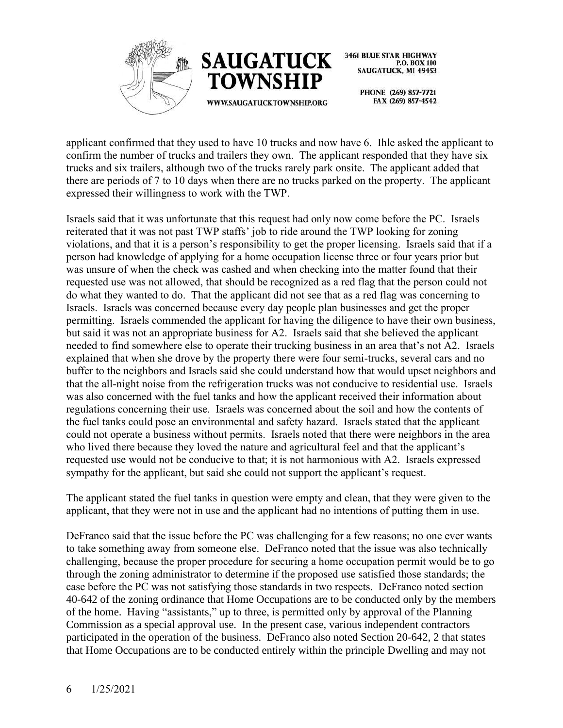applicant confirmed that they used to have 10 trucks and now have 6. Ihle asked the applicant to confirm the number of trucks and trailers they own. The applicant responded that they have six trucks and six trailers, although two of the trucks rarely park onsite. The applicant added that there are periods of 7 to 10 days when there are no trucks parked on the property. The applicant expressed their willingness to work with the TWP.

Israels said that it was unfortunate that this request had only now come before the PC. Israels reiterated that it was not past TWP staffs' job to ride around the TWP looking for zoning violations, and that it is a person's responsibility to get the proper licensing. Israels said that if a person had knowledge of applying for a home occupation license three or four years prior but was unsure of when the check was cashed and when checking into the matter found that their requested use was not allowed, that should be recognized as a red flag that the person could not do what they wanted to do. That the applicant did not see that as a red flag was concerning to Israels. Israels was concerned because every day people plan businesses and get the proper permitting. Israels commended the applicant for having the diligence to have their own business, but said it was not an appropriate business for A2. Israels said that she believed the applicant needed to find somewhere else to operate their trucking business in an area that's not A2. Israels explained that when she drove by the property there were four semi-trucks, several cars and no buffer to the neighbors and Israels said she could understand how that would upset neighbors and that the all-night noise from the refrigeration trucks was not conducive to residential use. Israels was also concerned with the fuel tanks and how the applicant received their information about regulations concerning their use. Israels was concerned about the soil and how the contents of the fuel tanks could pose an environmental and safety hazard. Israels stated that the applicant could not operate a business without permits. Israels noted that there were neighbors in the area who lived there because they loved the nature and agricultural feel and that the applicant's requested use would not be conducive to that; it is not harmonious with A2. Israels expressed sympathy for the applicant, but said she could not support the applicant's request.

The applicant stated the fuel tanks in question were empty and clean, that they were given to the applicant, that they were not in use and the applicant had no intentions of putting them in use.

DeFranco said that the issue before the PC was challenging for a few reasons; no one ever wants to take something away from someone else. DeFranco noted that the issue was also technically challenging, because the proper procedure for securing a home occupation permit would be to go through the zoning administrator to determine if the proposed use satisfied those standards; the case before the PC was not satisfying those standards in two respects. DeFranco noted section 40-642 of the zoning ordinance that Home Occupations are to be conducted only by the members of the home. Having "assistants," up to three, is permitted only by approval of the Planning Commission as a special approval use. In the present case, various independent contractors participated in the operation of the business. DeFranco also noted Section 20-642, 2 that states that Home Occupations are to be conducted entirely within the principle Dwelling and may not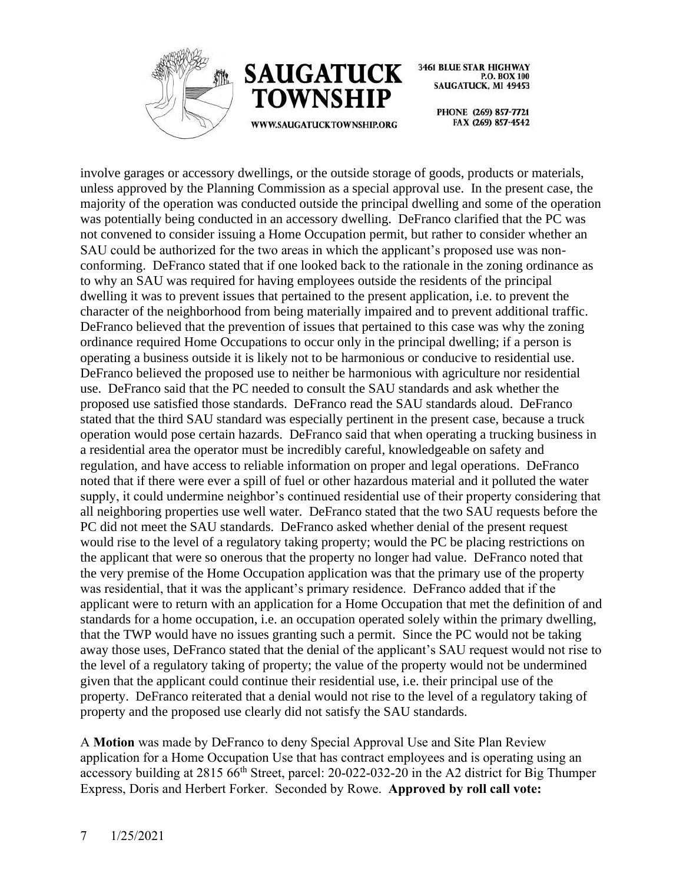involve garages or accessory dwellings, or the outside storage of goods, products or materials, unless approved by the Planning Commission as a special approval use. In the present case, the majority of the operation was conducted outside the principal dwelling and some of the operation was potentially being conducted in an accessory dwelling. DeFranco clarified that the PC was not convened to consider issuing a Home Occupation permit, but rather to consider whether an SAU could be authorized for the two areas in which the applicant's proposed use was non-conforming. DeFranco stated that if one looked back to the rationale in the zoning ordinance as to why an SAU was required for having employees outside the residents of the principal dwelling it was to prevent issues that pertained to the present application, i.e. to prevent the character of the neighborhood from being materially impaired and to prevent additional traffic. DeFranco believed that the prevention of issues that pertained to this case was why the zoning ordinance required Home Occupations to occur only in the principal dwelling; if a person is operating a business outside it is likely not to be harmonious or conducive to residential use. DeFranco believed the proposed use to neither be harmonious with agriculture nor residential use. DeFranco said that the PC needed to consult the SAU standards and ask whether the proposed use satisfied those standards. DeFranco read the SAU standards aloud. DeFranco stated that the third SAU standard was especially pertinent in the present case, because a truck operation would pose certain hazards. DeFranco said that when operating a trucking business in a residential area the operator must be incredibly careful, knowledgeable on safety and regulation, and have access to reliable information on proper and legal operations. DeFranco noted that if there were ever a spill of fuel or other hazardous material and it polluted the water supply, it could undermine neighbor's continued residential use of their property considering that all neighboring properties use well water. DeFranco stated that the two SAU requests before the PC did not meet the SAU standards. DeFranco asked whether denial of the present request would rise to the level of a regulatory taking property; would the PC be placing restrictions on the applicant that were so onerous that the property no longer had value. DeFranco noted that the very premise of the Home Occupation application was that the primary use of the property was residential, that it was the applicant's primary residence. DeFranco added that if the applicant were to return with an application for a Home Occupation that met the definition of and standards for a home occupation, i.e. an occupation operated solely within the primary dwelling, that the TWP would have no issues granting such a permit. Since the PC would not be taking away those uses, DeFranco stated that the denial of the applicant's SAU request would not rise to the level of a regulatory taking of property; the value of the property would not be undermined given that the applicant could continue their residential use, i.e. their principal use of the property. DeFranco reiterated that a denial would not rise to the level of a regulatory taking of property and the proposed use clearly did not satisfy the SAU standards.

A **Motion** was made by DeFranco to deny Special Approval Use and Site Plan Review application for a Home Occupation Use that has contract employees and is operating using an accessory building at 2815 66th Street, parcel: 20-022-032-20 in the A2 district for Big Thumper Express, Doris and Herbert Forker. Seconded by Rowe. **Approved by roll call vote:**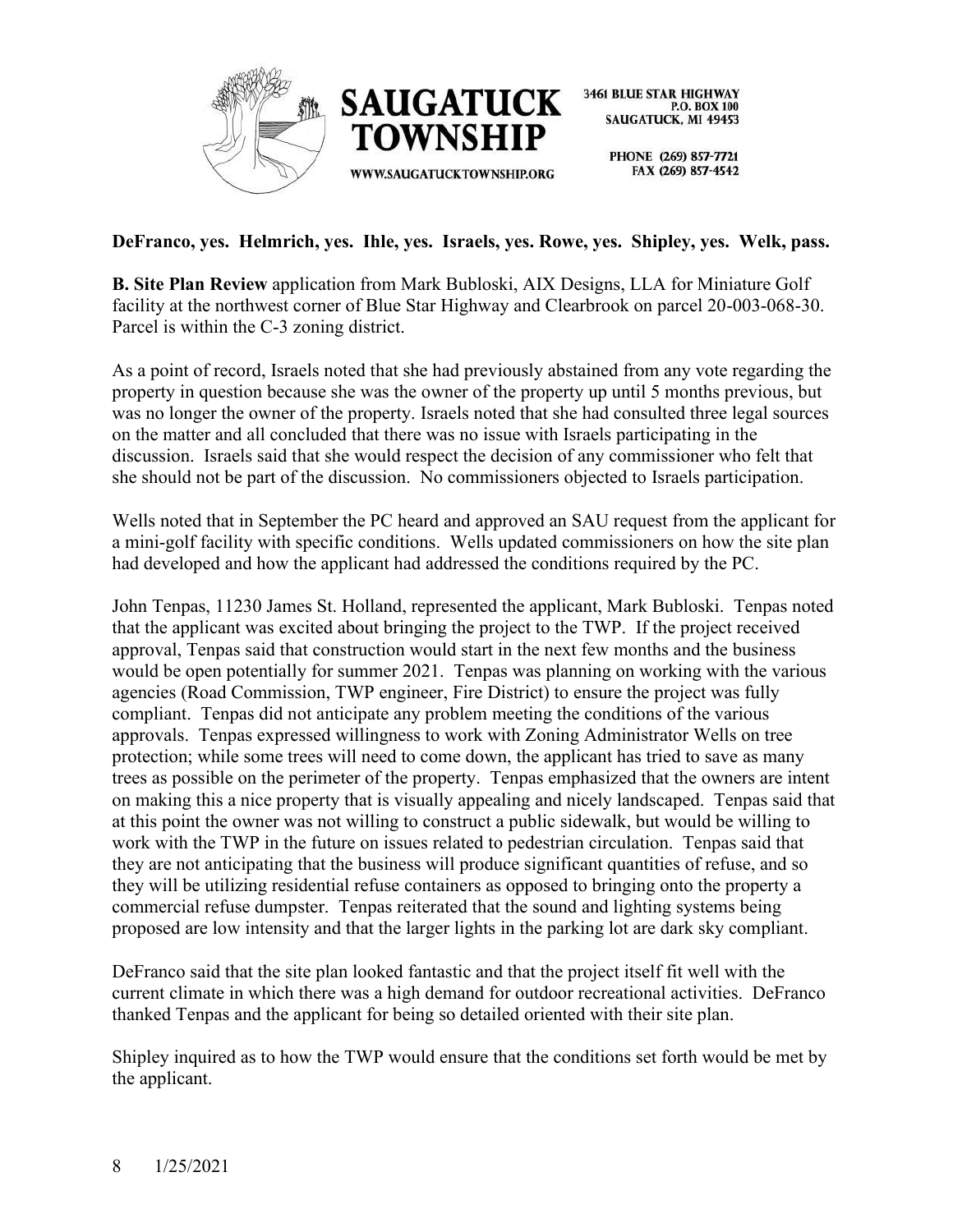**DeFranco, yes. Helmrich, yes. Ihle, yes. Israels, yes. Rowe, yes. Shipley, yes. Welk, pass.**

**B. Site Plan Review** application from Mark Bubloski, AIX Designs, LLA for Miniature Golf facility at the northwest corner of Blue Star Highway and Clearbrook on parcel 20-003-068-30. Parcel is within the C-3 zoning district.

As a point of record, Israels noted that she had previously abstained from any vote regarding the property in question because she was the owner of the property up until 5 months previous, but was no longer the owner of the property. Israels noted that she had consulted three legal sources on the matter and all concluded that there was no issue with Israels participating in the discussion. Israels said that she would respect the decision of any commissioner who felt that she should not be part of the discussion. No commissioners objected to Israels participation.

Wells noted that in September the PC heard and approved an SAU request from the applicant for a mini-golf facility with specific conditions. Wells updated commissioners on how the site plan had developed and how the applicant had addressed the conditions required by the PC.

John Tenpas, 11230 James St. Holland, represented the applicant, Mark Bubloski. Tenpas noted that the applicant was excited about bringing the project to the TWP. If the project received approval, Tenpas said that construction would start in the next few months and the business would be open potentially for summer 2021. Tenpas was planning on working with the various agencies (Road Commission, TWP engineer, Fire District) to ensure the project was fully compliant. Tenpas did not anticipate any problem meeting the conditions of the various approvals. Tenpas expressed willingness to work with Zoning Administrator Wells on tree protection; while some trees will need to come down, the applicant has tried to save as many trees as possible on the perimeter of the property. Tenpas emphasized that the owners are intent on making this a nice property that is visually appealing and nicely landscaped. Tenpas said that at this point the owner was not willing to construct a public sidewalk, but would be willing to work with the TWP in the future on issues related to pedestrian circulation. Tenpas said that they are not anticipating that the business will produce significant quantities of refuse, and so they will be utilizing residential refuse containers as opposed to bringing onto the property a commercial refuse dumpster. Tenpas reiterated that the sound and lighting systems being proposed are low intensity and that the larger lights in the parking lot are dark sky compliant.

DeFranco said that the site plan looked fantastic and that the project itself fit well with the current climate in which there was a high demand for outdoor recreational activities. DeFranco thanked Tenpas and the applicant for being so detailed oriented with their site plan.

Shipley inquired as to how the TWP would ensure that the conditions set forth would be met by the applicant.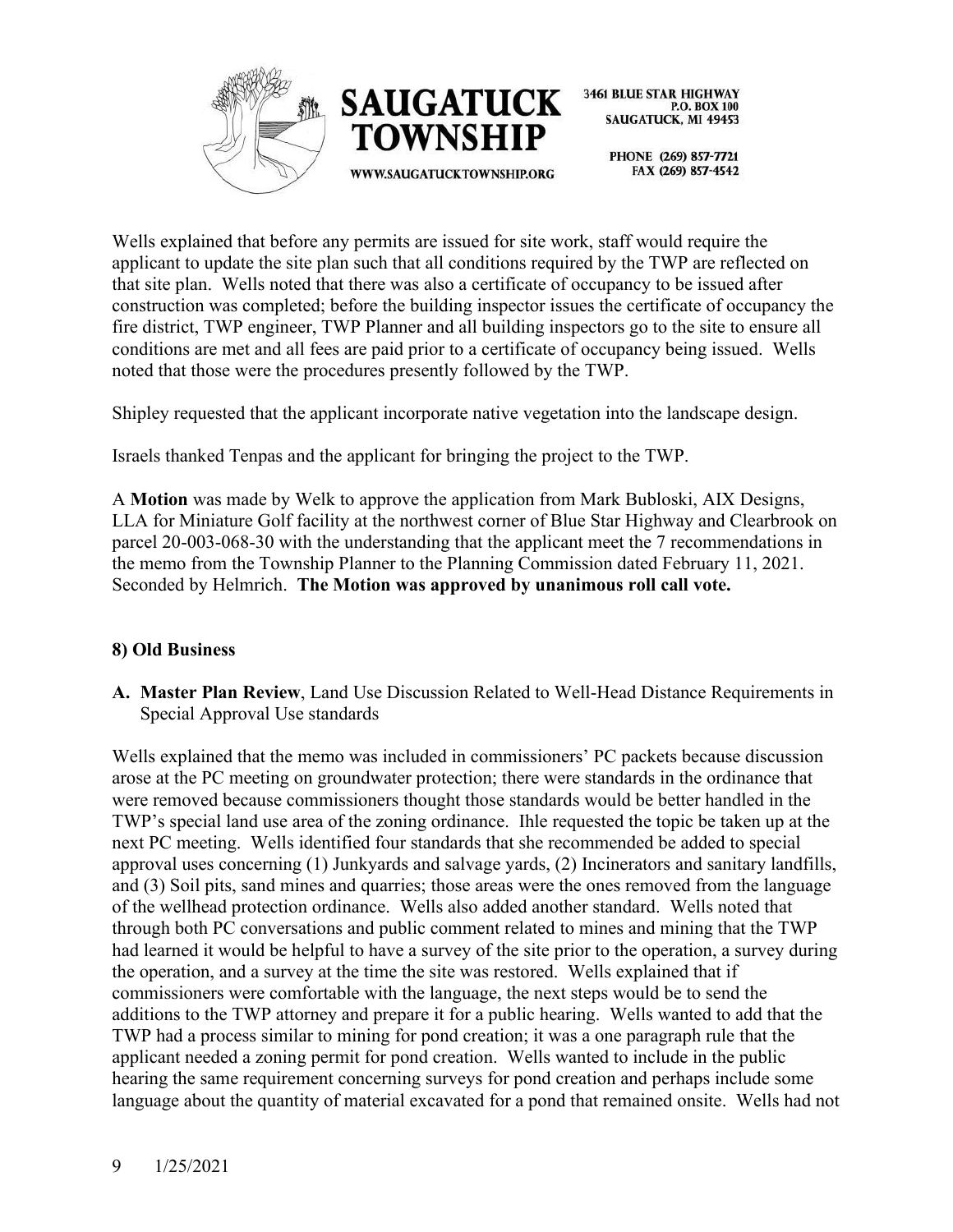Wells explained that before any permits are issued for site work, staff would require the applicant to update the site plan such that all conditions required by the TWP are reflected on that site plan. Wells noted that there was also a certificate of occupancy to be issued after construction was completed; before the building inspector issues the certificate of occupancy the fire district, TWP engineer, TWP Planner and all building inspectors go to the site to ensure all conditions are met and all fees are paid prior to a certificate of occupancy being issued. Wells noted that those were the procedures presently followed by the TWP.

Shipley requested that the applicant incorporate native vegetation into the landscape design.

Israels thanked Tenpas and the applicant for bringing the project to the TWP.

A **Motion** was made by Welk to approve the application from Mark Bubloski, AIX Designs, LLA for Miniature Golf facility at the northwest corner of Blue Star Highway and Clearbrook on parcel 20-003-068-30 with the understanding that the applicant meet the 7 recommendations in the memo from the Township Planner to the Planning Commission dated February 11, 2021. Seconded by Helmrich. **The Motion was approved by unanimous roll call vote.**

## 8) Old Business

**A. Master Plan Review**, Land Use Discussion Related to Well-Head Distance Requirements in Special Approval Use standards

Wells explained that the memo was included in commissioners' PC packets because discussion arose at the PC meeting on groundwater protection; there were standards in the ordinance that were removed because commissioners thought those standards would be better handled in the TWP's special land use area of the zoning ordinance. Ihle requested the topic be taken up at the next PC meeting. Wells identified four standards that she recommended be added to special approval uses concerning (1) Junkyards and salvage yards, (2) Incinerators and sanitary landfills, and (3) Soil pits, sand mines and quarries; those areas were the ones removed from the language of the wellhead protection ordinance. Wells also added another standard. Wells noted that through both PC conversations and public comment related to mines and mining that the TWP had learned it would be helpful to have a survey of the site prior to the operation, a survey during the operation, and a survey at the time the site was restored. Wells explained that if commissioners were comfortable with the language, the next steps would be to send the additions to the TWP attorney and prepare it for a public hearing. Wells wanted to add that the TWP had a process similar to mining for pond creation; it was a one paragraph rule that the applicant needed a zoning permit for pond creation. Wells wanted to include in the public hearing the same requirement concerning surveys for pond creation and perhaps include some language about the quantity of material excavated for a pond that remained onsite. Wells had not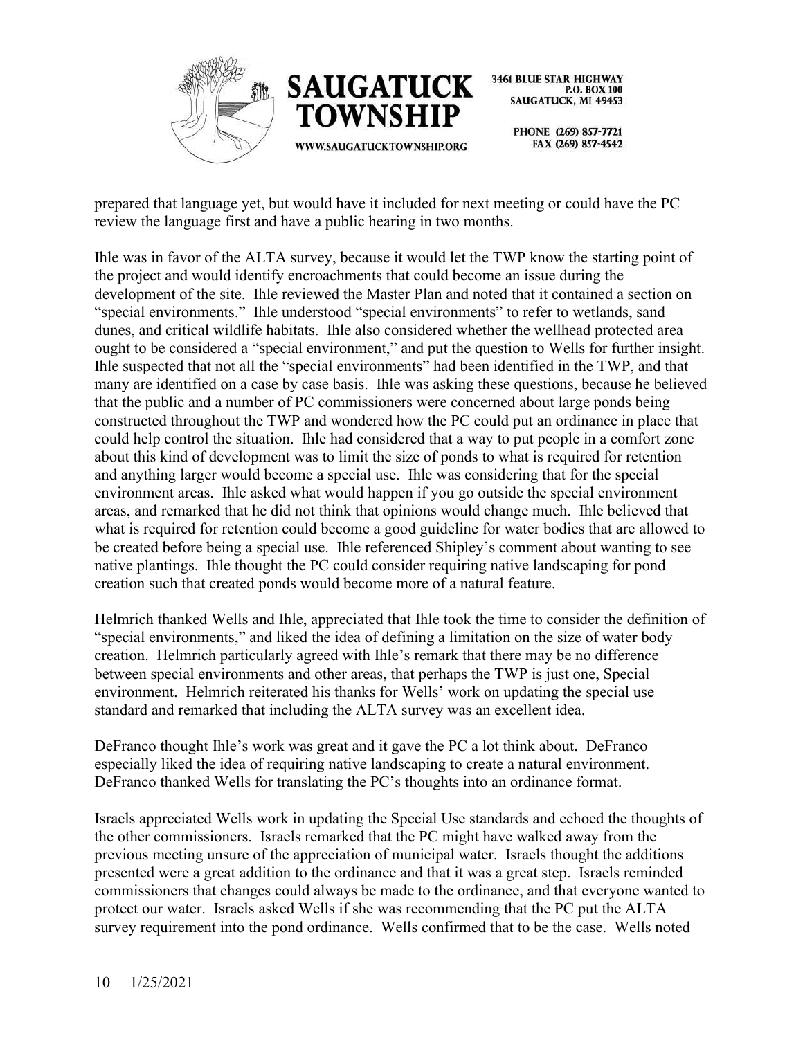prepared that language yet, but would have it included for next meeting or could have the PC review the language first and have a public hearing in two months.

Ihle was in favor of the ALTA survey, because it would let the TWP know the starting point of the project and would identify encroachments that could become an issue during the development of the site. Ihle reviewed the Master Plan and noted that it contained a section on "special environments." Ihle understood "special environments" to refer to wetlands, sand dunes, and critical wildlife habitats. Ihle also considered whether the wellhead protected area ought to be considered a "special environment," and put the question to Wells for further insight. Ihle suspected that not all the "special environments" had been identified in the TWP, and that many are identified on a case by case basis. Ihle was asking these questions, because he believed that the public and a number of PC commissioners were concerned about large ponds being constructed throughout the TWP and wondered how the PC could put an ordinance in place that could help control the situation. Ihle had considered that a way to put people in a comfort zone about this kind of development was to limit the size of ponds to what is required for retention and anything larger would become a special use. Ihle was considering that for the special environment areas. Ihle asked what would happen if you go outside the special environment areas, and remarked that he did not think that opinions would change much. Ihle believed that what is required for retention could become a good guideline for water bodies that are allowed to be created before being a special use. Ihle referenced Shipley's comment about wanting to see native plantings. Ihle thought the PC could consider requiring native landscaping for pond creation such that created ponds would become more of a natural feature.

Helmrich thanked Wells and Ihle, appreciated that Ihle took the time to consider the definition of "special environments," and liked the idea of defining a limitation on the size of water body creation. Helmrich particularly agreed with Ihle's remark that there may be no difference between special environments and other areas, that perhaps the TWP is just one, Special environment. Helmrich reiterated his thanks for Wells' work on updating the special use standard and remarked that including the ALTA survey was an excellent idea.

DeFranco thought Ihle's work was great and it gave the PC a lot think about. DeFranco especially liked the idea of requiring native landscaping to create a natural environment. DeFranco thanked Wells for translating the PC's thoughts into an ordinance format.

Israels appreciated Wells work in updating the Special Use standards and echoed the thoughts of the other commissioners. Israels remarked that the PC might have walked away from the previous meeting unsure of the appreciation of municipal water. Israels thought the additions presented were a great addition to the ordinance and that it was a great step. Israels reminded commissioners that changes could always be made to the ordinance, and that everyone wanted to protect our water. Israels asked Wells if she was recommending that the PC put the ALTA survey requirement into the pond ordinance. Wells confirmed that to be the case. Wells noted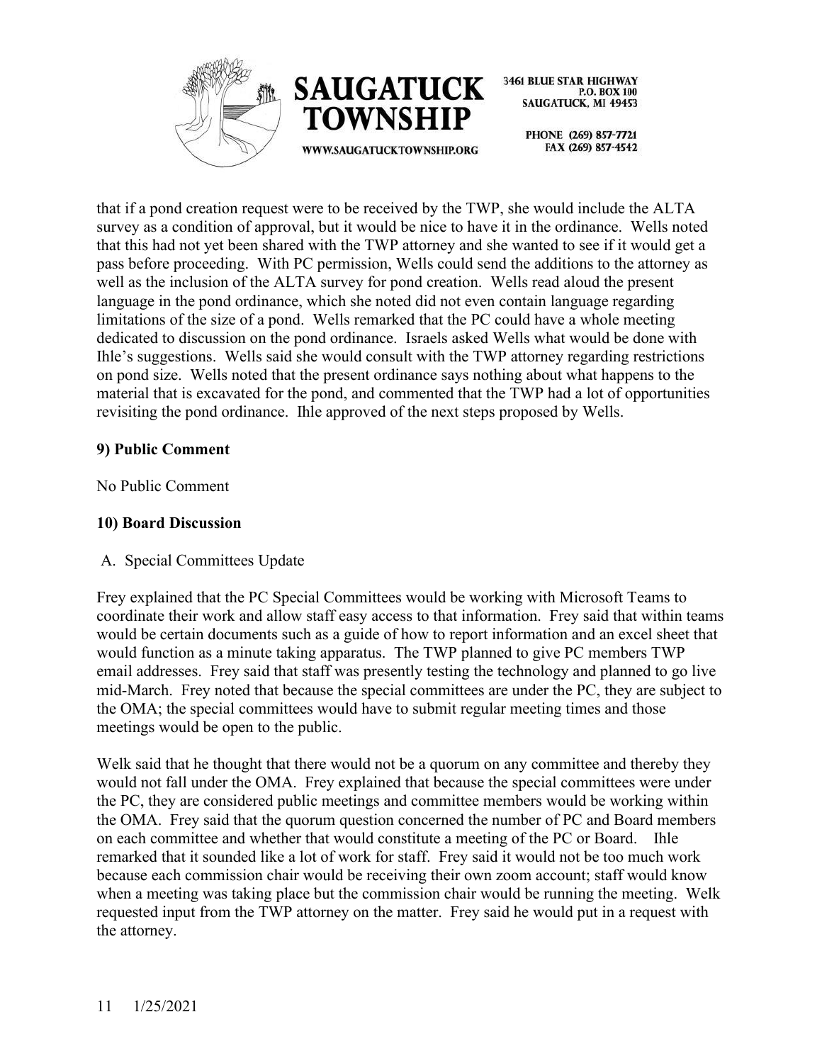that if a pond creation request were to be received by the TWP, she would include the ALTA survey as a condition of approval, but it would be nice to have it in the ordinance. Wells noted that this had not yet been shared with the TWP attorney and she wanted to see if it would get a pass before proceeding. With PC permission, Wells could send the additions to the attorney as well as the inclusion of the ALTA survey for pond creation. Wells read aloud the present language in the pond ordinance, which she noted did not even contain language regarding limitations of the size of a pond. Wells remarked that the PC could have a whole meeting dedicated to discussion on the pond ordinance. Israels asked Wells what would be done with Ihle's suggestions. Wells said she would consult with the TWP attorney regarding restrictions on pond size. Wells noted that the present ordinance says nothing about what happens to the material that is excavated for the pond, and commented that the TWP had a lot of opportunities revisiting the pond ordinance. Ihle approved of the next steps proposed by Wells.

**9) Public Comment**

No Public Comment

**10) Board Discussion**

A. Special Committees Update

Frey explained that the PC Special Committees would be working with Microsoft Teams to coordinate their work and allow staff easy access to that information. Frey said that within teams would be certain documents such as a guide of how to report information and an excel sheet that would function as a minute taking apparatus. The TWP planned to give PC members TWP email addresses. Frey said that staff was presently testing the technology and planned to go live mid-March. Frey noted that because the special committees are under the PC, they are subject to the OMA; the special committees would have to submit regular meeting times and those meetings would be open to the public.

Welk said that he thought that there would not be a quorum on any committee and thereby they would not fall under the OMA. Frey explained that because the special committees were under the PC, they are considered public meetings and committee members would be working within the OMA. Frey said that the quorum question concerned the number of PC and Board members on each committee and whether that would constitute a meeting of the PC or Board. Ihle remarked that it sounded like a lot of work for staff. Frey said it would not be too much work because each commission chair would be receiving their own zoom account; staff would know when a meeting was taking place but the commission chair would be running the meeting. Welk requested input from the TWP attorney on the matter. Frey said he would put in a request with the attorney.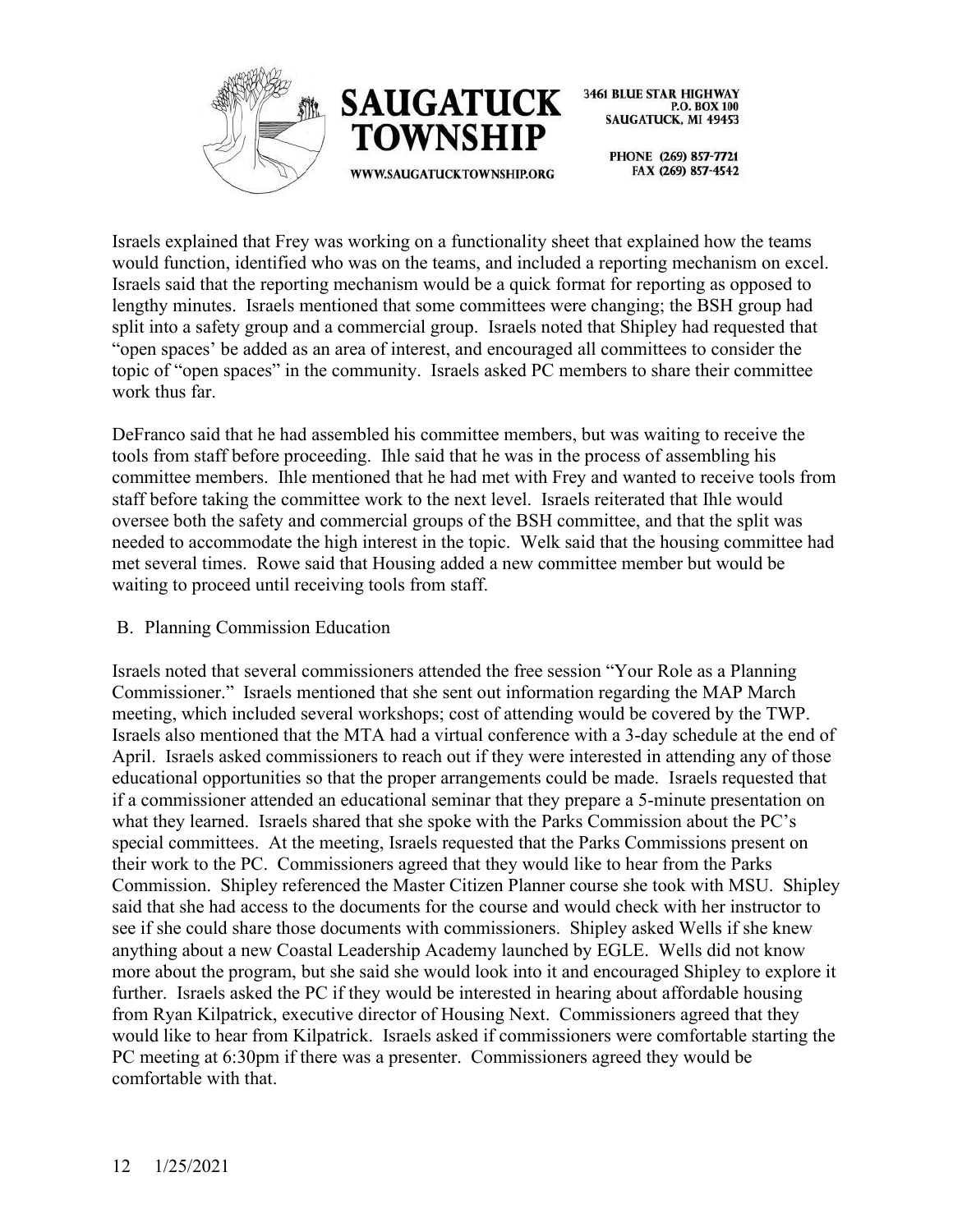Israels explained that Frey was working on a functionality sheet that explained how the teams would function, identified who was on the teams, and included a reporting mechanism on excel. Israels said that the reporting mechanism would be a quick format for reporting as opposed to lengthy minutes. Israels mentioned that some committees were changing; the BSH group had split into a safety group and a commercial group. Israels noted that Shipley had requested that "open spaces' be added as an area of interest, and encouraged all committees to consider the topic of "open spaces" in the community. Israels asked PC members to share their committee work thus far.

DeFranco said that he had assembled his committee members, but was waiting to receive the tools from staff before proceeding. Ihle said that he was in the process of assembling his committee members. Ihle mentioned that he had met with Frey and wanted to receive tools from staff before taking the committee work to the next level. Israels reiterated that Ihle would oversee both the safety and commercial groups of the BSH committee, and that the split was needed to accommodate the high interest in the topic. Welk said that the housing committee had met several times. Rowe said that Housing added a new committee member but would be waiting to proceed until receiving tools from staff.

B. Planning Commission Education

Israels noted that several commissioners attended the free session "Your Role as a Planning Commissioner." Israels mentioned that she sent out information regarding the MAP March meeting, which included several workshops; cost of attending would be covered by the TWP. Israels also mentioned that the MTA had a virtual conference with a 3-day schedule at the end of April. Israels asked commissioners to reach out if they were interested in attending any of those educational opportunities so that the proper arrangements could be made. Israels requested that if a commissioner attended an educational seminar that they prepare a 5-minute presentation on what they learned. Israels shared that she spoke with the Parks Commission about the PC's special committees. At the meeting, Israels requested that the Parks Commissions present on their work to the PC. Commissioners agreed that they would like to hear from the Parks Commission. Shipley referenced the Master Citizen Planner course she took with MSU. Shipley said that she had access to the documents for the course and would check with her instructor to see if she could share those documents with commissioners. Shipley asked Wells if she knew anything about a new Coastal Leadership Academy launched by EGLE. Wells did not know more about the program, but she said she would look into it and encouraged Shipley to explore it further. Israels asked the PC if they would be interested in hearing about affordable housing from Ryan Kilpatrick, executive director of Housing Next. Commissioners agreed that they would like to hear from Kilpatrick. Israels asked if commissioners were comfortable starting the PC meeting at 6:30pm if there was a presenter. Commissioners agreed they would be comfortable with that.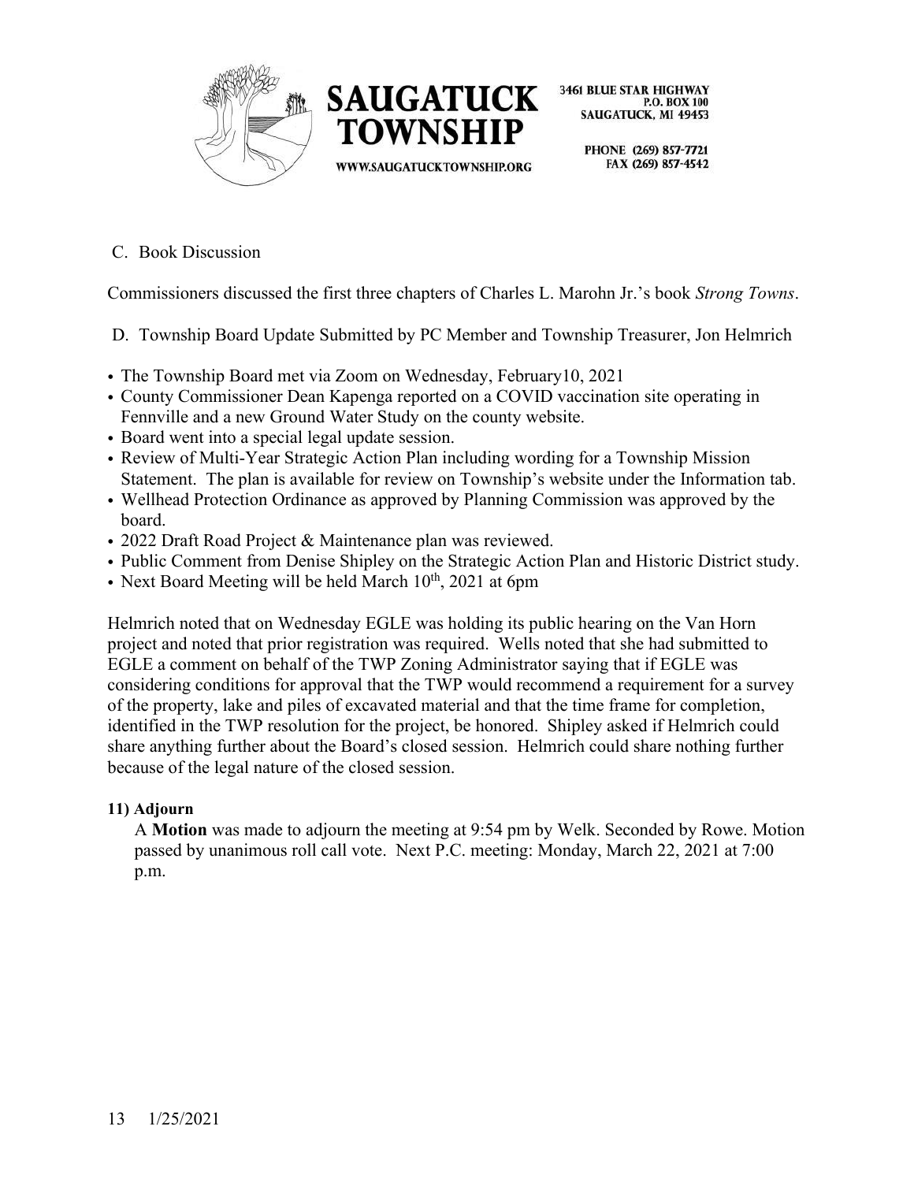C. Book Discussion

Commissioners discussed the first three chapters of Charles L. Marohn Jr.'s book *Strong Towns*.

D. Township Board Update Submitted by PC Member and Township Treasurer, Jon Helmrich

- The Township Board met via Zoom on Wednesday, February10, 2021
- County Commissioner Dean Kapenga reported on a COVID vaccination site operating in Fennville and a new Ground Water Study on the county website.
- Board went into a special legal update session.
- Review of Multi-Year Strategic Action Plan including wording for a Township Mission Statement. The plan is available for review on Township's website under the Information tab.
- Wellhead Protection Ordinance as approved by Planning Commission was approved by the board.
- 2022 Draft Road Project & Maintenance plan was reviewed.
- Public Comment from Denise Shipley on the Strategic Action Plan and Historic District study.
- Next Board Meeting will be held March 10th, 2021 at 6pm

Helmrich noted that on Wednesday EGLE was holding its public hearing on the Van Horn project and noted that prior registration was required. Wells noted that she had submitted to EGLE a comment on behalf of the TWP Zoning Administrator saying that if EGLE was considering conditions for approval that the TWP would recommend a requirement for a survey of the property, lake and piles of excavated material and that the time frame for completion, identified in the TWP resolution for the project, be honored. Shipley asked if Helmrich could share anything further about the Board's closed session. Helmrich could share nothing further because of the legal nature of the closed session.

**11) Adjourn**

A **Motion** was made to adjourn the meeting at 9:54 pm by Welk. Seconded by Rowe. Motion passed by unanimous roll call vote. Next P.C. meeting: Monday, March 22, 2021 at 7:00 p.m.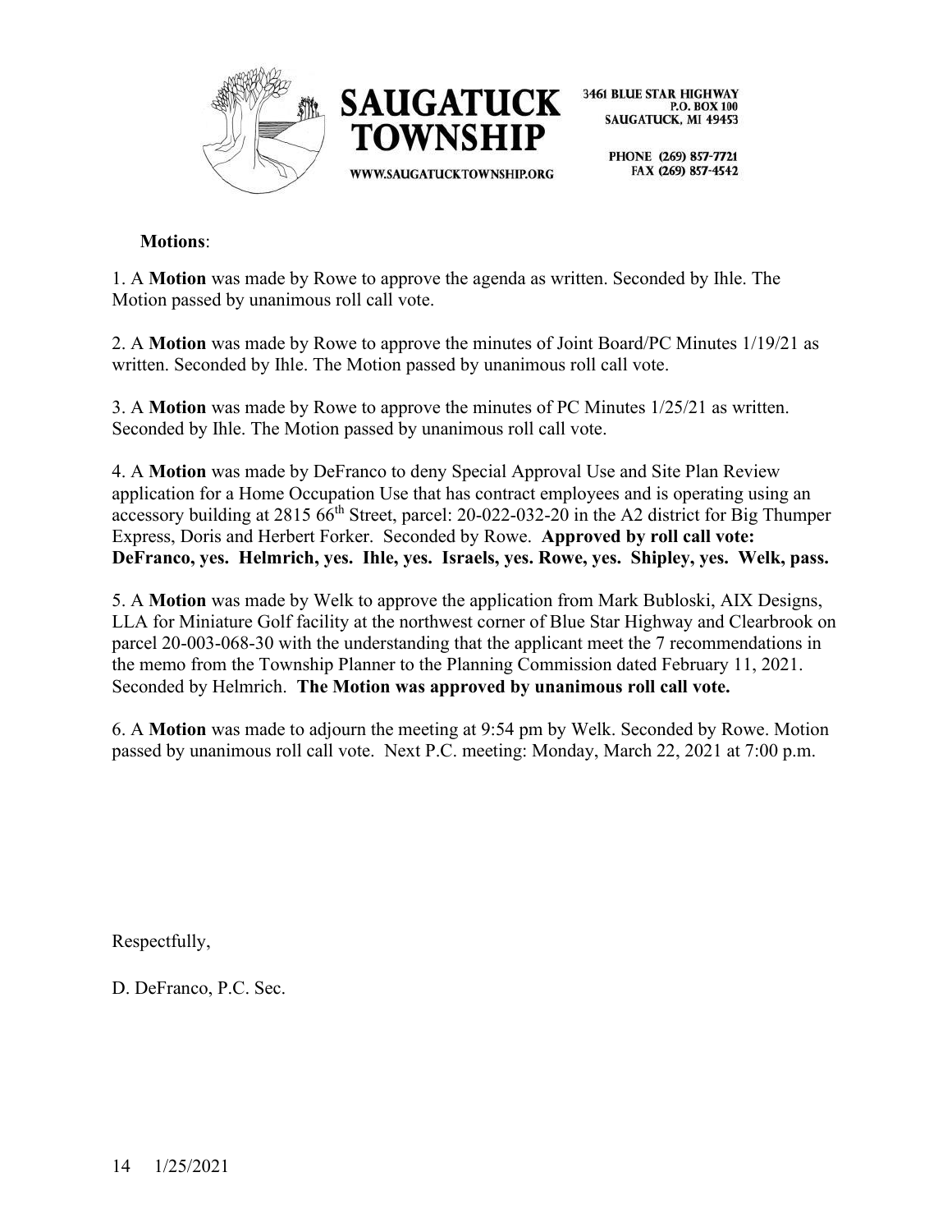**Motions**:

1. A **Motion** was made by Rowe to approve the agenda as written. Seconded by Ihle. The Motion passed by unanimous roll call vote.

2. A **Motion** was made by Rowe to approve the minutes of Joint Board/PC Minutes 1/19/21 as written. Seconded by Ihle. The Motion passed by unanimous roll call vote.

3. A **Motion** was made by Rowe to approve the minutes of PC Minutes 1/25/21 as written. Seconded by Ihle. The Motion passed by unanimous roll call vote.

4. A **Motion** was made by DeFranco to deny Special Approval Use and Site Plan Review application for a Home Occupation Use that has contract employees and is operating using an accessory building at 2815 66th Street, parcel: 20-022-032-20 in the A2 district for Big Thumper Express, Doris and Herbert Forker. Seconded by Rowe. **Approved by roll call vote: DeFranco, yes. Helmrich, yes. Ihle, yes. Israels, yes. Rowe, yes. Shipley, yes. Welk, pass.**

5. A **Motion** was made by Welk to approve the application from Mark Bubloski, AIX Designs, LLA for Miniature Golf facility at the northwest corner of Blue Star Highway and Clearbrook on parcel 20-003-068-30 with the understanding that the applicant meet the 7 recommendations in the memo from the Township Planner to the Planning Commission dated February 11, 2021. Seconded by Helmrich. **The Motion was approved by unanimous roll call vote.**

6. A **Motion** was made to adjourn the meeting at 9:54 pm by Welk. Seconded by Rowe. Motion passed by unanimous roll call vote. Next P.C. meeting: Monday, March 22, 2021 at 7:00 p.m.

Respectfully,

D. DeFranco, P.C. Sec.